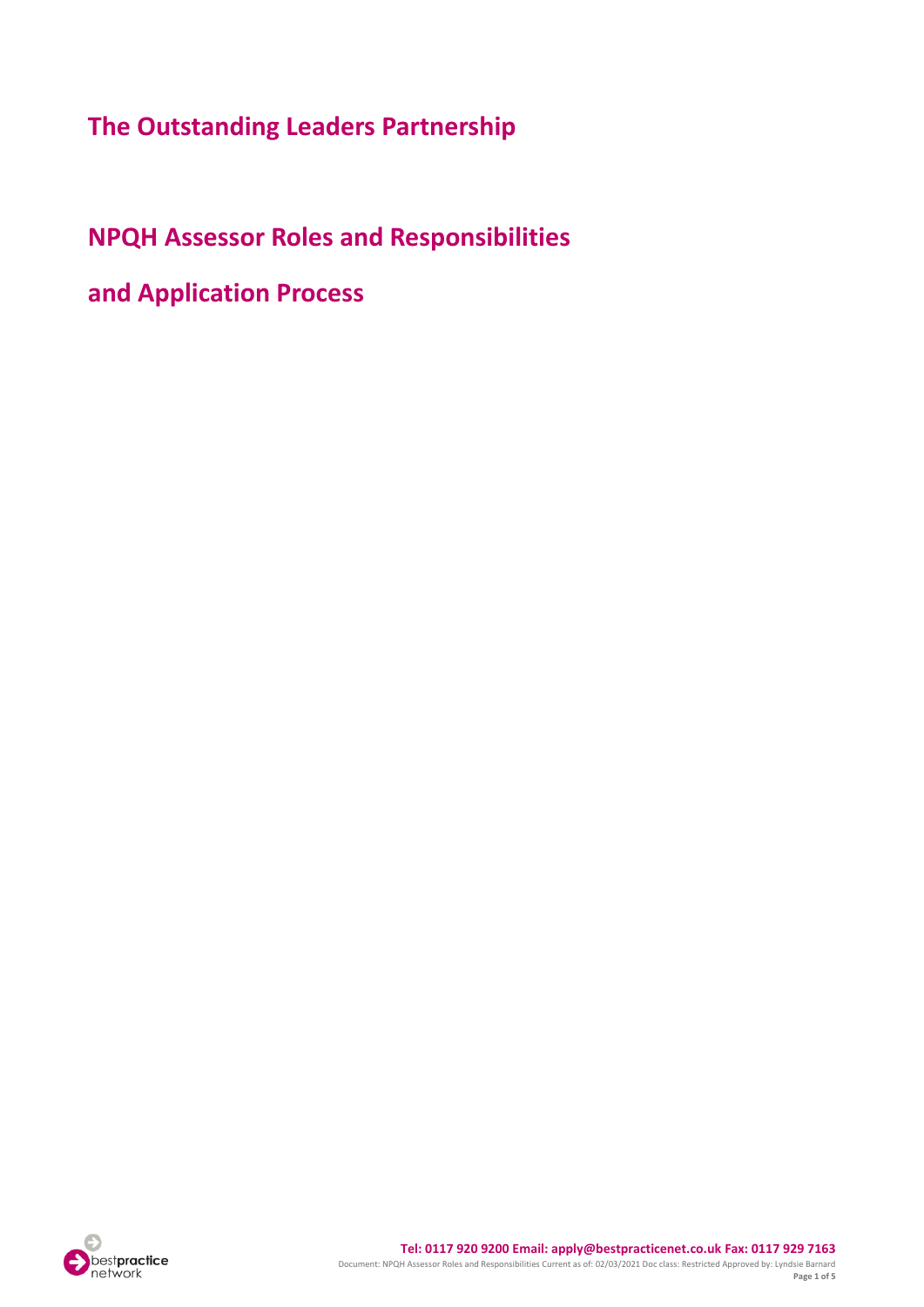# The Outstanding Leaders Partnership

# NPQH Assessor Roles and Responsibilities

# and Application Process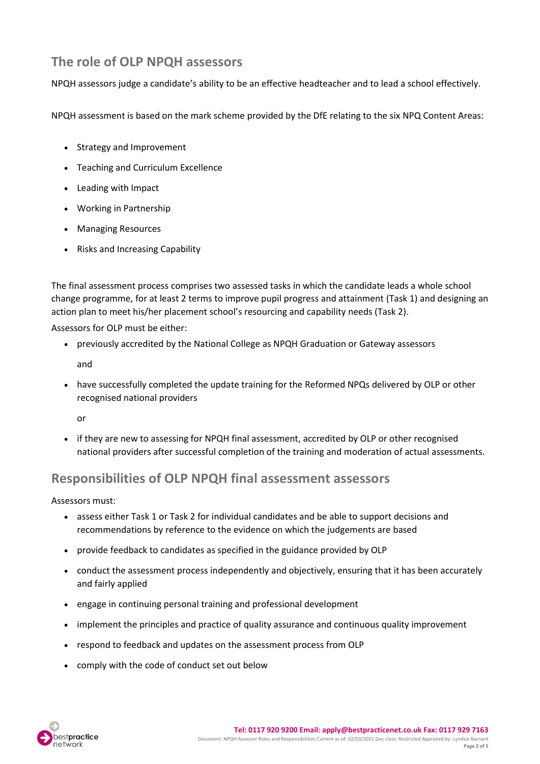## The role of OLP NPQH assessors

NPQH assessors judge a candidate's ability to be an effective headteacher and to lead a school effectively.

NPQH assessment is based on the mark scheme provided by the DfE relating to the six NPQ Content Areas:

- Strategy and Improvement
- Teaching and Curriculum Excellence
- Leading with Impact
- Working in Partnership
- Managing Resources
- Risks and Increasing Capability

The final assessment process comprises two assessed tasks in which the candidate leads a whole school change programme, for at least 2 terms to improve pupil progress and attainment (Task 1) and designing an action plan to meet his/her placement school's resourcing and capability needs (Task 2).

Assessors for OLP must be either:

- previously accredited by the National College as NPQH Graduation or Gateway assessors

  and

- have successfully completed the update training for the Reformed NPQs delivered by OLP or other recognised national providers

  or

- if they are new to assessing for NPQH final assessment, accredited by OLP or other recognised national providers after successful completion of the training and moderation of actual assessments.

## Responsibilities of OLP NPQH final assessment assessors

Assessors must:

- assess either Task 1 or Task 2 for individual candidates and be able to support decisions and recommendations by reference to the evidence on which the judgements are based
- provide feedback to candidates as specified in the guidance provided by OLP
- conduct the assessment process independently and objectively, ensuring that it has been accurately and fairly applied
- engage in continuing personal training and professional development
- implement the principles and practice of quality assurance and continuous quality improvement
- respond to feedback and updates on the assessment process from OLP
- comply with the code of conduct set out below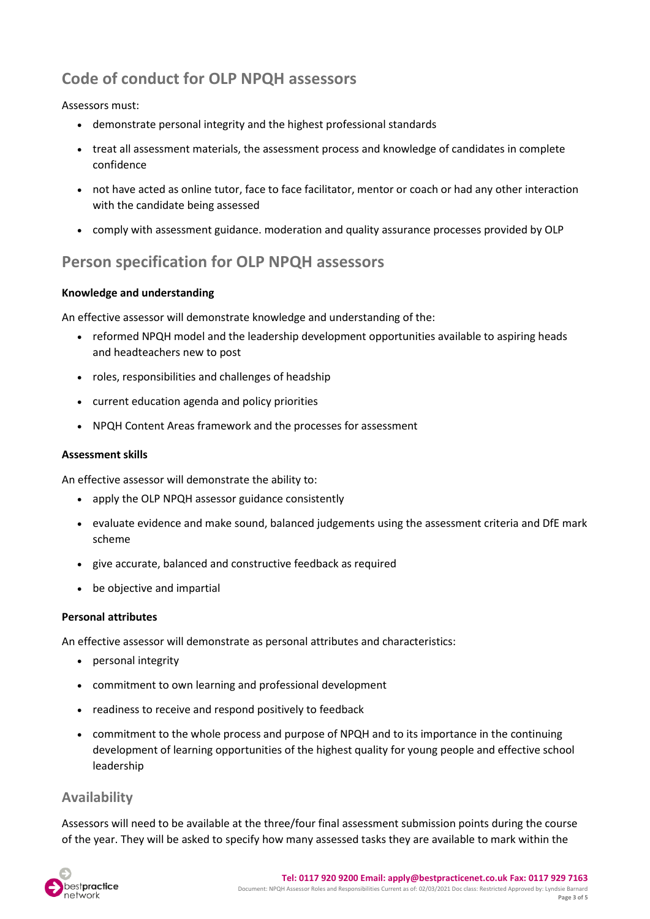## Code of conduct for OLP NPQH assessors

Assessors must:

- demonstrate personal integrity and the highest professional standards
- treat all assessment materials, the assessment process and knowledge of candidates in complete confidence
- not have acted as online tutor, face to face facilitator, mentor or coach or had any other interaction with the candidate being assessed
- comply with assessment guidance. moderation and quality assurance processes provided by OLP

## Person specification for OLP NPQH assessors

**Knowledge and understanding**

An effective assessor will demonstrate knowledge and understanding of the:

- reformed NPQH model and the leadership development opportunities available to aspiring heads and headteachers new to post
- roles, responsibilities and challenges of headship
- current education agenda and policy priorities
- NPQH Content Areas framework and the processes for assessment

**Assessment skills**

An effective assessor will demonstrate the ability to:

- apply the OLP NPQH assessor guidance consistently
- evaluate evidence and make sound, balanced judgements using the assessment criteria and DfE mark scheme
- give accurate, balanced and constructive feedback as required
- be objective and impartial

**Personal attributes**

An effective assessor will demonstrate as personal attributes and characteristics:

- personal integrity
- commitment to own learning and professional development
- readiness to receive and respond positively to feedback
- commitment to the whole process and purpose of NPQH and to its importance in the continuing development of learning opportunities of the highest quality for young people and effective school leadership

## Availability

Assessors will need to be available at the three/four final assessment submission points during the course of the year. They will be asked to specify how many assessed tasks they are available to mark within the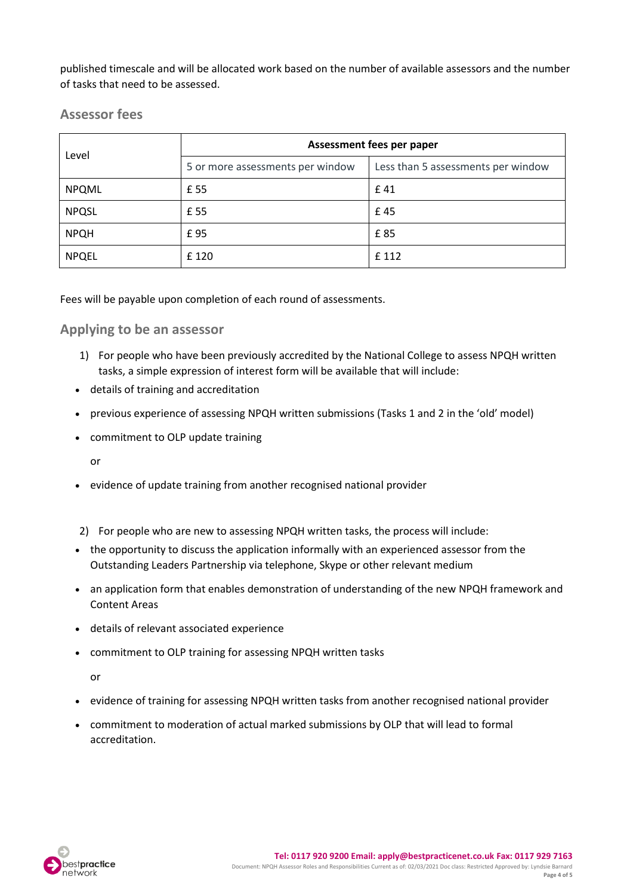published timescale and will be allocated work based on the number of available assessors and the number of tasks that need to be assessed.

## Assessor fees

| Level | Assessment fees per paper | |
|---|---|---|
| | 5 or more assessments per window | Less than 5 assessments per window |
| NPQML | £ 55 | £ 41 |
| NPQSL | £ 55 | £ 45 |
| NPQH | £ 95 | £ 85 |
| NPQEL | £ 120 | £ 112 |

Fees will be payable upon completion of each round of assessments.

## Applying to be an assessor

1) For people who have been previously accredited by the National College to assess NPQH written tasks, a simple expression of interest form will be available that will include:

- details of training and accreditation
- previous experience of assessing NPQH written submissions (Tasks 1 and 2 in the 'old' model)
- commitment to OLP update training

  or

- evidence of update training from another recognised national provider

2) For people who are new to assessing NPQH written tasks, the process will include:

- the opportunity to discuss the application informally with an experienced assessor from the Outstanding Leaders Partnership via telephone, Skype or other relevant medium
- an application form that enables demonstration of understanding of the new NPQH framework and Content Areas
- details of relevant associated experience
- commitment to OLP training for assessing NPQH written tasks

  or

- evidence of training for assessing NPQH written tasks from another recognised national provider
- commitment to moderation of actual marked submissions by OLP that will lead to formal accreditation.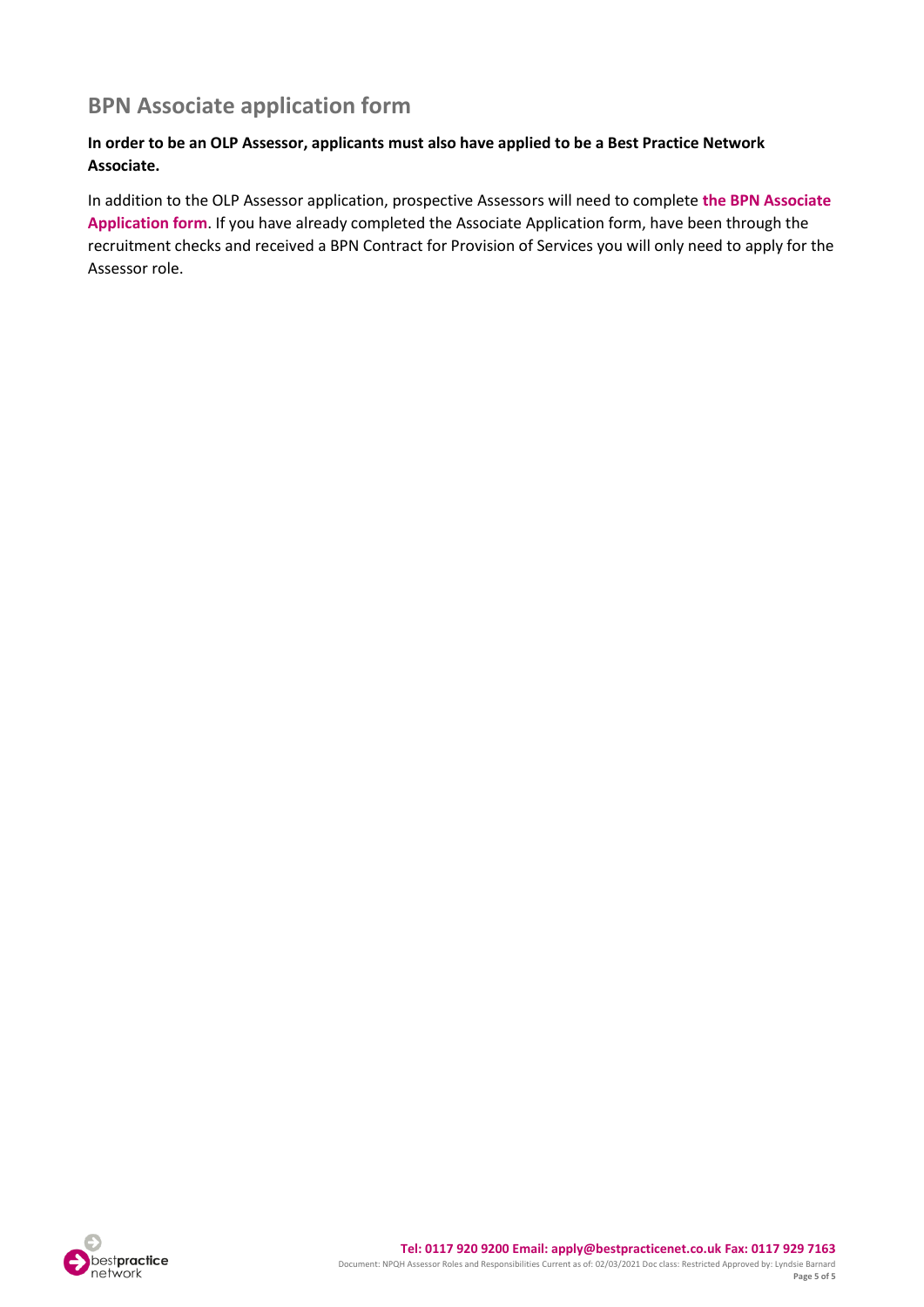## BPN Associate application form

**In order to be an OLP Assessor, applicants must also have applied to be a Best Practice Network Associate.**

In addition to the OLP Assessor application, prospective Assessors will need to complete **the BPN Associate Application form**. If you have already completed the Associate Application form, have been through the recruitment checks and received a BPN Contract for Provision of Services you will only need to apply for the Assessor role.